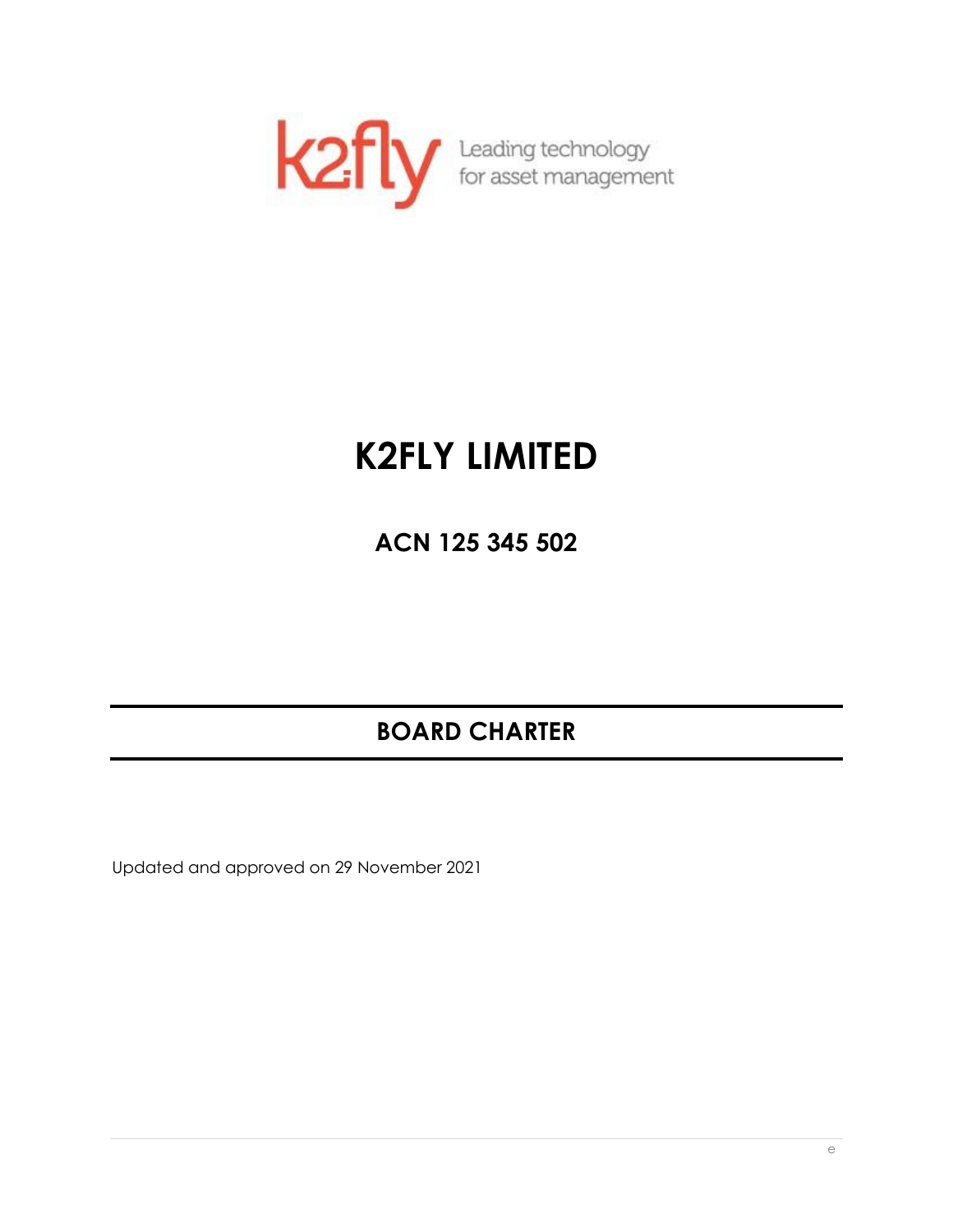Leading technology for asset management

# K2FLY LIMITED

## ACN 125 345 502

## BOARD CHARTER

Updated and approved on 29 November 2021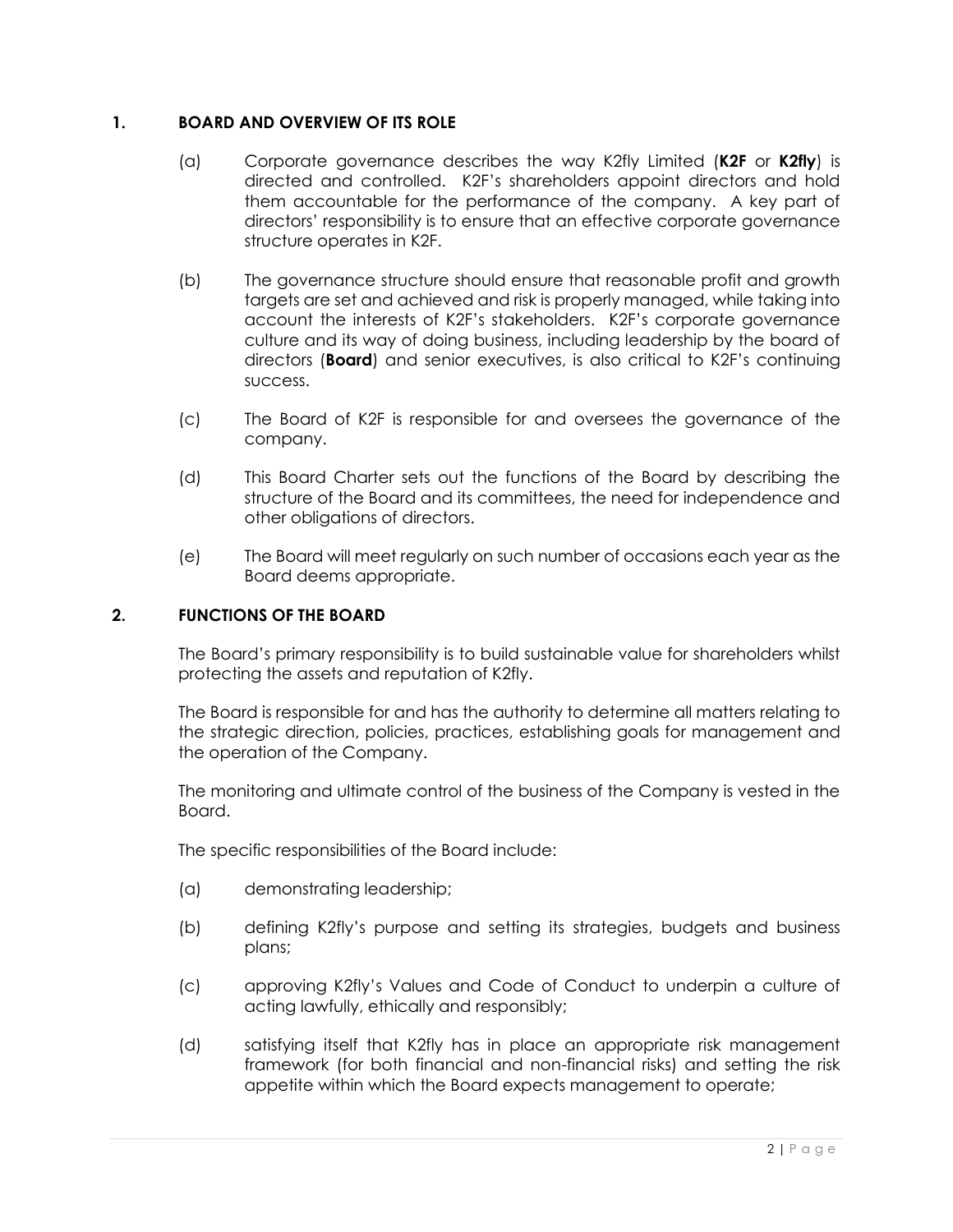## 1. BOARD AND OVERVIEW OF ITS ROLE

(a) Corporate governance describes the way K2fly Limited (**K2F** or **K2fly**) is directed and controlled. K2F's shareholders appoint directors and hold them accountable for the performance of the company. A key part of directors' responsibility is to ensure that an effective corporate governance structure operates in K2F.

(b) The governance structure should ensure that reasonable profit and growth targets are set and achieved and risk is properly managed, while taking into account the interests of K2F's stakeholders. K2F's corporate governance culture and its way of doing business, including leadership by the board of directors (**Board**) and senior executives, is also critical to K2F's continuing success.

(c) The Board of K2F is responsible for and oversees the governance of the company.

(d) This Board Charter sets out the functions of the Board by describing the structure of the Board and its committees, the need for independence and other obligations of directors.

(e) The Board will meet regularly on such number of occasions each year as the Board deems appropriate.

## 2. FUNCTIONS OF THE BOARD

The Board's primary responsibility is to build sustainable value for shareholders whilst protecting the assets and reputation of K2fly.

The Board is responsible for and has the authority to determine all matters relating to the strategic direction, policies, practices, establishing goals for management and the operation of the Company.

The monitoring and ultimate control of the business of the Company is vested in the Board.

The specific responsibilities of the Board include:

(a) demonstrating leadership;

(b) defining K2fly's purpose and setting its strategies, budgets and business plans;

(c) approving K2fly's Values and Code of Conduct to underpin a culture of acting lawfully, ethically and responsibly;

(d) satisfying itself that K2fly has in place an appropriate risk management framework (for both financial and non-financial risks) and setting the risk appetite within which the Board expects management to operate;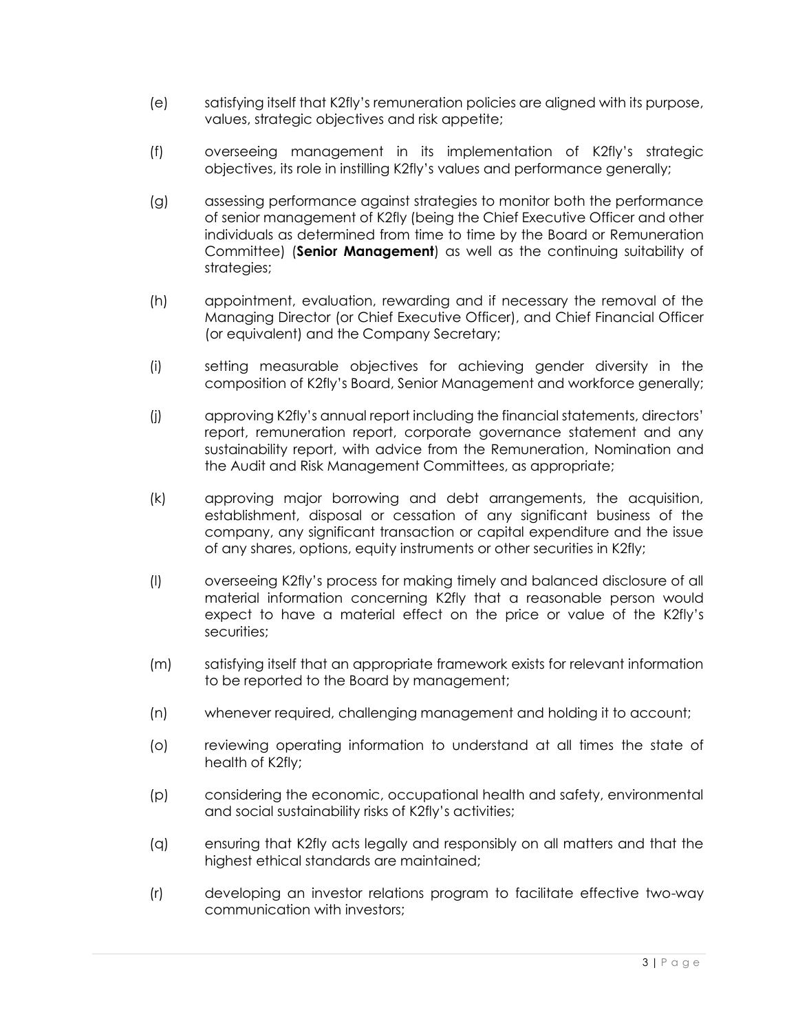(e) satisfying itself that K2fly's remuneration policies are aligned with its purpose, values, strategic objectives and risk appetite;

(f) overseeing management in its implementation of K2fly's strategic objectives, its role in instilling K2fly's values and performance generally;

(g) assessing performance against strategies to monitor both the performance of senior management of K2fly (being the Chief Executive Officer and other individuals as determined from time to time by the Board or Remuneration Committee) (**Senior Management**) as well as the continuing suitability of strategies;

(h) appointment, evaluation, rewarding and if necessary the removal of the Managing Director (or Chief Executive Officer), and Chief Financial Officer (or equivalent) and the Company Secretary;

(i) setting measurable objectives for achieving gender diversity in the composition of K2fly's Board, Senior Management and workforce generally;

(j) approving K2fly's annual report including the financial statements, directors' report, remuneration report, corporate governance statement and any sustainability report, with advice from the Remuneration, Nomination and the Audit and Risk Management Committees, as appropriate;

(k) approving major borrowing and debt arrangements, the acquisition, establishment, disposal or cessation of any significant business of the company, any significant transaction or capital expenditure and the issue of any shares, options, equity instruments or other securities in K2fly;

(l) overseeing K2fly's process for making timely and balanced disclosure of all material information concerning K2fly that a reasonable person would expect to have a material effect on the price or value of the K2fly's securities;

(m) satisfying itself that an appropriate framework exists for relevant information to be reported to the Board by management;

(n) whenever required, challenging management and holding it to account;

(o) reviewing operating information to understand at all times the state of health of K2fly;

(p) considering the economic, occupational health and safety, environmental and social sustainability risks of K2fly's activities;

(q) ensuring that K2fly acts legally and responsibly on all matters and that the highest ethical standards are maintained;

(r) developing an investor relations program to facilitate effective two-way communication with investors;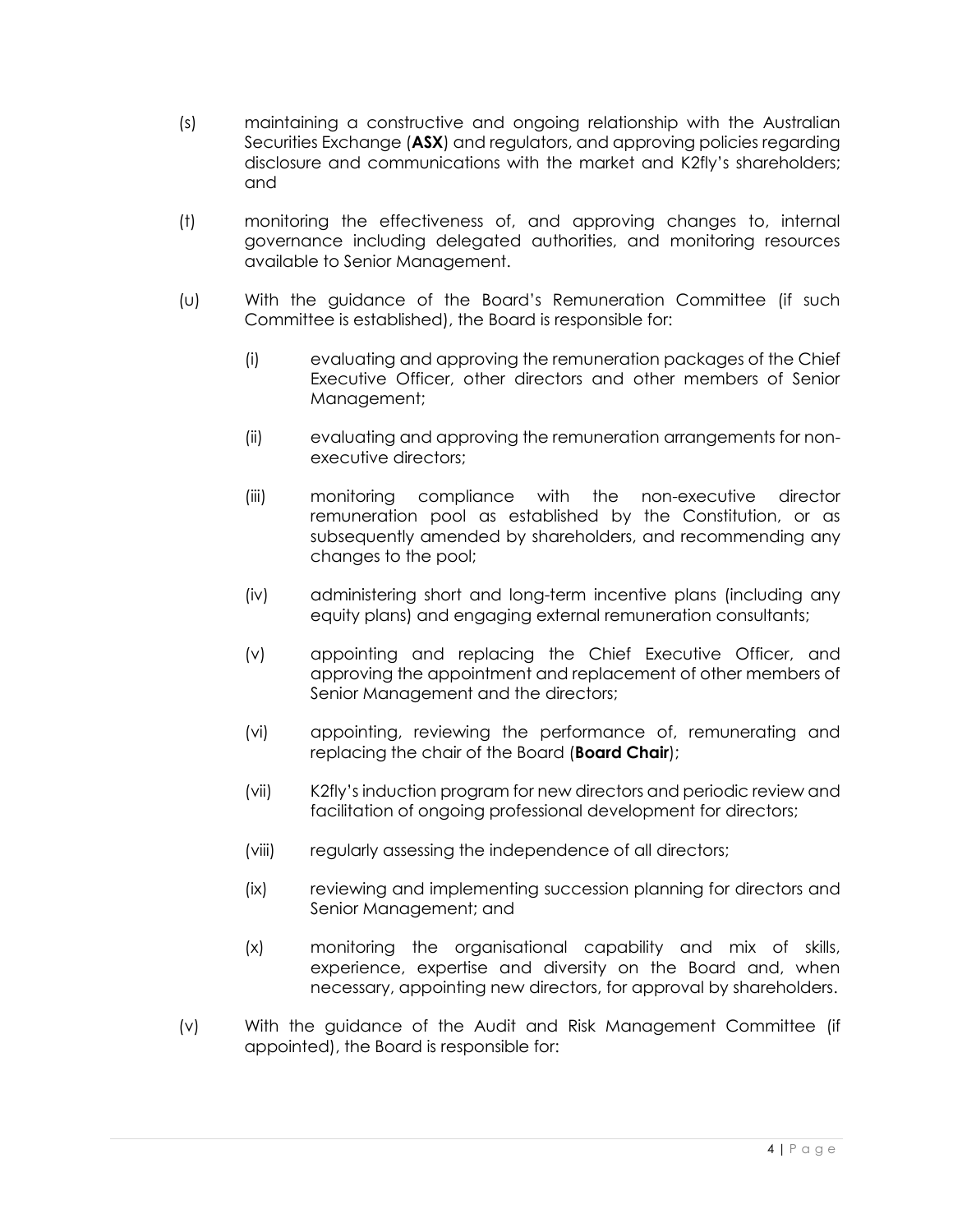(s) maintaining a constructive and ongoing relationship with the Australian Securities Exchange (**ASX**) and regulators, and approving policies regarding disclosure and communications with the market and K2fly's shareholders; and

(t) monitoring the effectiveness of, and approving changes to, internal governance including delegated authorities, and monitoring resources available to Senior Management.

(u) With the guidance of the Board's Remuneration Committee (if such Committee is established), the Board is responsible for:

   (i) evaluating and approving the remuneration packages of the Chief Executive Officer, other directors and other members of Senior Management;

   (ii) evaluating and approving the remuneration arrangements for non-executive directors;

   (iii) monitoring compliance with the non-executive director remuneration pool as established by the Constitution, or as subsequently amended by shareholders, and recommending any changes to the pool;

   (iv) administering short and long-term incentive plans (including any equity plans) and engaging external remuneration consultants;

   (v) appointing and replacing the Chief Executive Officer, and approving the appointment and replacement of other members of Senior Management and the directors;

   (vi) appointing, reviewing the performance of, remunerating and replacing the chair of the Board (**Board Chair**);

   (vii) K2fly's induction program for new directors and periodic review and facilitation of ongoing professional development for directors;

   (viii) regularly assessing the independence of all directors;

   (ix) reviewing and implementing succession planning for directors and Senior Management; and

   (x) monitoring the organisational capability and mix of skills, experience, expertise and diversity on the Board and, when necessary, appointing new directors, for approval by shareholders.

(v) With the guidance of the Audit and Risk Management Committee (if appointed), the Board is responsible for: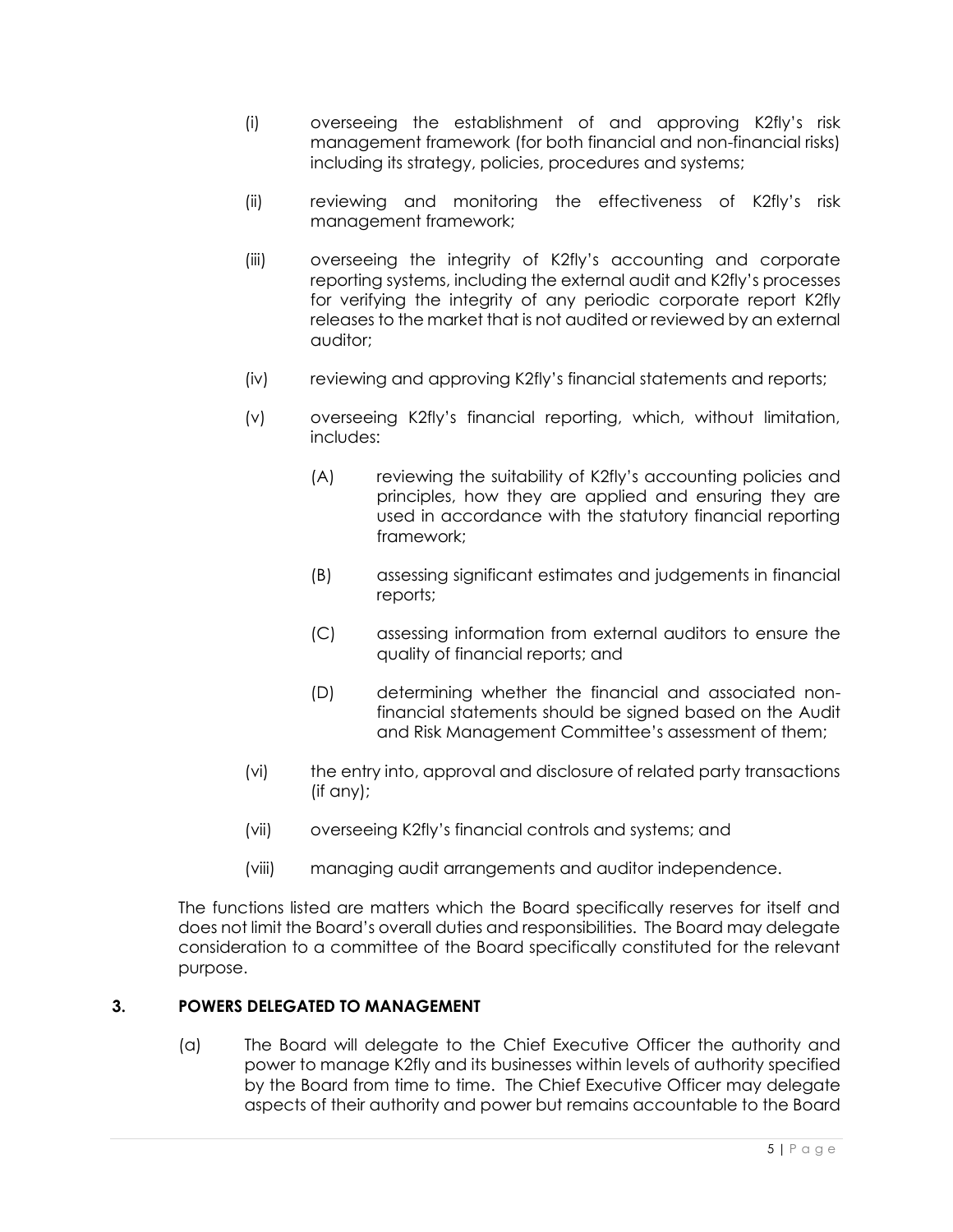(i) overseeing the establishment of and approving K2fly's risk management framework (for both financial and non-financial risks) including its strategy, policies, procedures and systems;

(ii) reviewing and monitoring the effectiveness of K2fly's risk management framework;

(iii) overseeing the integrity of K2fly's accounting and corporate reporting systems, including the external audit and K2fly's processes for verifying the integrity of any periodic corporate report K2fly releases to the market that is not audited or reviewed by an external auditor;

(iv) reviewing and approving K2fly's financial statements and reports;

(v) overseeing K2fly's financial reporting, which, without limitation, includes:

   (A) reviewing the suitability of K2fly's accounting policies and principles, how they are applied and ensuring they are used in accordance with the statutory financial reporting framework;

   (B) assessing significant estimates and judgements in financial reports;

   (C) assessing information from external auditors to ensure the quality of financial reports; and

   (D) determining whether the financial and associated non-financial statements should be signed based on the Audit and Risk Management Committee's assessment of them;

(vi) the entry into, approval and disclosure of related party transactions (if any);

(vii) overseeing K2fly's financial controls and systems; and

(viii) managing audit arrangements and auditor independence.

The functions listed are matters which the Board specifically reserves for itself and does not limit the Board's overall duties and responsibilities. The Board may delegate consideration to a committee of the Board specifically constituted for the relevant purpose.

## 3. POWERS DELEGATED TO MANAGEMENT

(a) The Board will delegate to the Chief Executive Officer the authority and power to manage K2fly and its businesses within levels of authority specified by the Board from time to time. The Chief Executive Officer may delegate aspects of their authority and power but remains accountable to the Board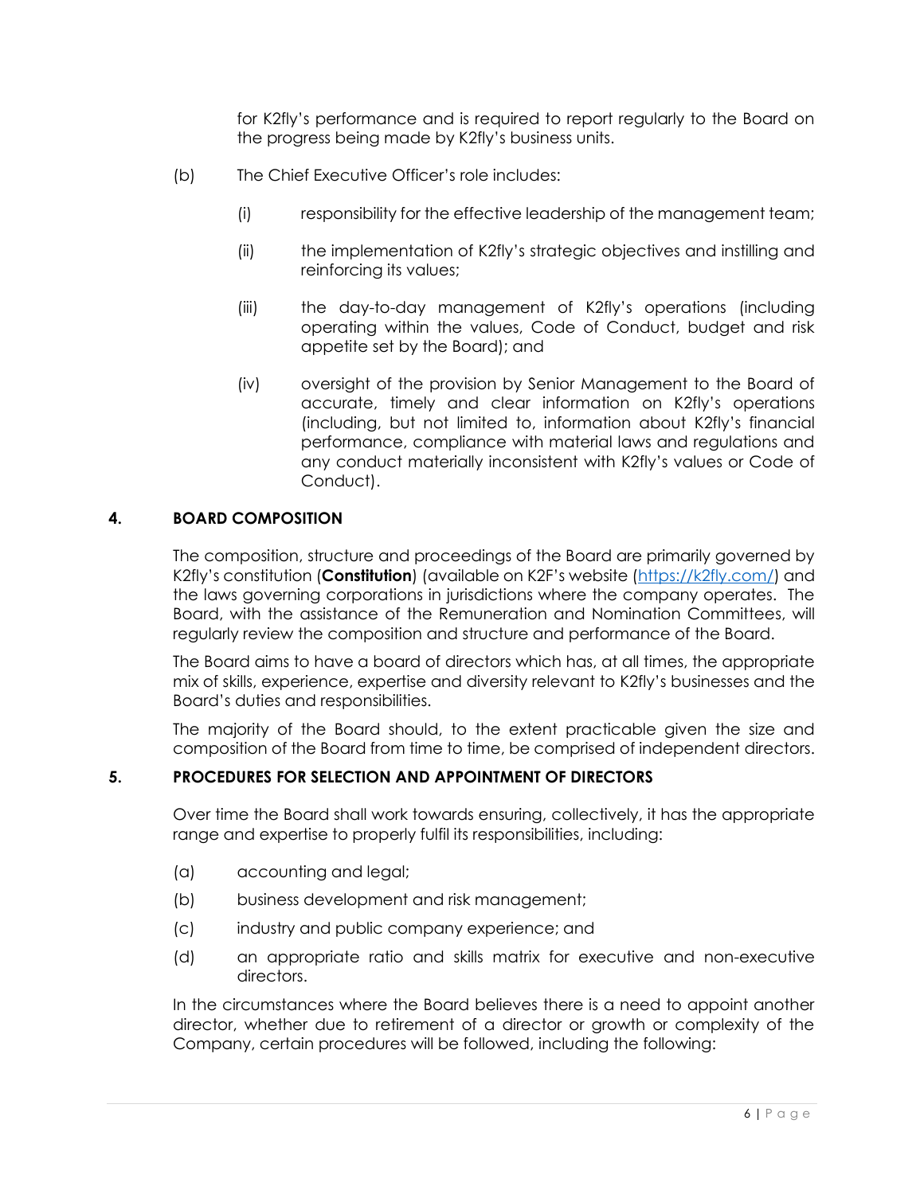for K2fly's performance and is required to report regularly to the Board on the progress being made by K2fly's business units.

(b) The Chief Executive Officer's role includes:

(i) responsibility for the effective leadership of the management team;

(ii) the implementation of K2fly's strategic objectives and instilling and reinforcing its values;

(iii) the day-to-day management of K2fly's operations (including operating within the values, Code of Conduct, budget and risk appetite set by the Board); and

(iv) oversight of the provision by Senior Management to the Board of accurate, timely and clear information on K2fly's operations (including, but not limited to, information about K2fly's financial performance, compliance with material laws and regulations and any conduct materially inconsistent with K2fly's values or Code of Conduct).

## 4. BOARD COMPOSITION

The composition, structure and proceedings of the Board are primarily governed by K2fly's constitution (**Constitution**) (available on K2F's website (https://k2fly.com/) and the laws governing corporations in jurisdictions where the company operates. The Board, with the assistance of the Remuneration and Nomination Committees, will regularly review the composition and structure and performance of the Board.

The Board aims to have a board of directors which has, at all times, the appropriate mix of skills, experience, expertise and diversity relevant to K2fly's businesses and the Board's duties and responsibilities.

The majority of the Board should, to the extent practicable given the size and composition of the Board from time to time, be comprised of independent directors.

## 5. PROCEDURES FOR SELECTION AND APPOINTMENT OF DIRECTORS

Over time the Board shall work towards ensuring, collectively, it has the appropriate range and expertise to properly fulfil its responsibilities, including:

(a) accounting and legal;

(b) business development and risk management;

(c) industry and public company experience; and

(d) an appropriate ratio and skills matrix for executive and non-executive directors.

In the circumstances where the Board believes there is a need to appoint another director, whether due to retirement of a director or growth or complexity of the Company, certain procedures will be followed, including the following: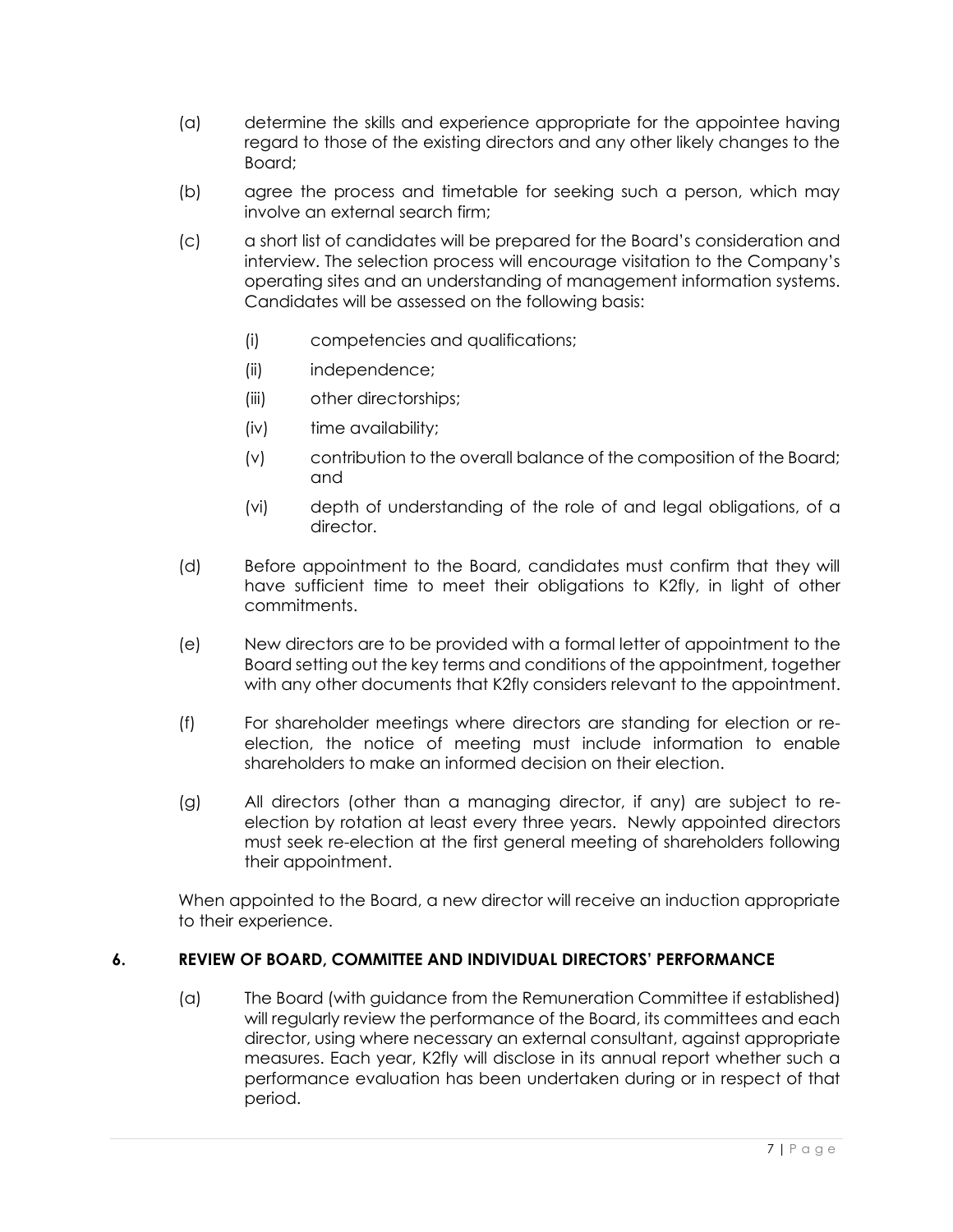(a) determine the skills and experience appropriate for the appointee having regard to those of the existing directors and any other likely changes to the Board;

(b) agree the process and timetable for seeking such a person, which may involve an external search firm;

(c) a short list of candidates will be prepared for the Board's consideration and interview. The selection process will encourage visitation to the Company's operating sites and an understanding of management information systems. Candidates will be assessed on the following basis:

   (i) competencies and qualifications;

   (ii) independence;

   (iii) other directorships;

   (iv) time availability;

   (v) contribution to the overall balance of the composition of the Board; and

   (vi) depth of understanding of the role of and legal obligations, of a director.

(d) Before appointment to the Board, candidates must confirm that they will have sufficient time to meet their obligations to K2fly, in light of other commitments.

(e) New directors are to be provided with a formal letter of appointment to the Board setting out the key terms and conditions of the appointment, together with any other documents that K2fly considers relevant to the appointment.

(f) For shareholder meetings where directors are standing for election or re-election, the notice of meeting must include information to enable shareholders to make an informed decision on their election.

(g) All directors (other than a managing director, if any) are subject to re-election by rotation at least every three years. Newly appointed directors must seek re-election at the first general meeting of shareholders following their appointment.

When appointed to the Board, a new director will receive an induction appropriate to their experience.

## 6. REVIEW OF BOARD, COMMITTEE AND INDIVIDUAL DIRECTORS' PERFORMANCE

(a) The Board (with guidance from the Remuneration Committee if established) will regularly review the performance of the Board, its committees and each director, using where necessary an external consultant, against appropriate measures. Each year, K2fly will disclose in its annual report whether such a performance evaluation has been undertaken during or in respect of that period.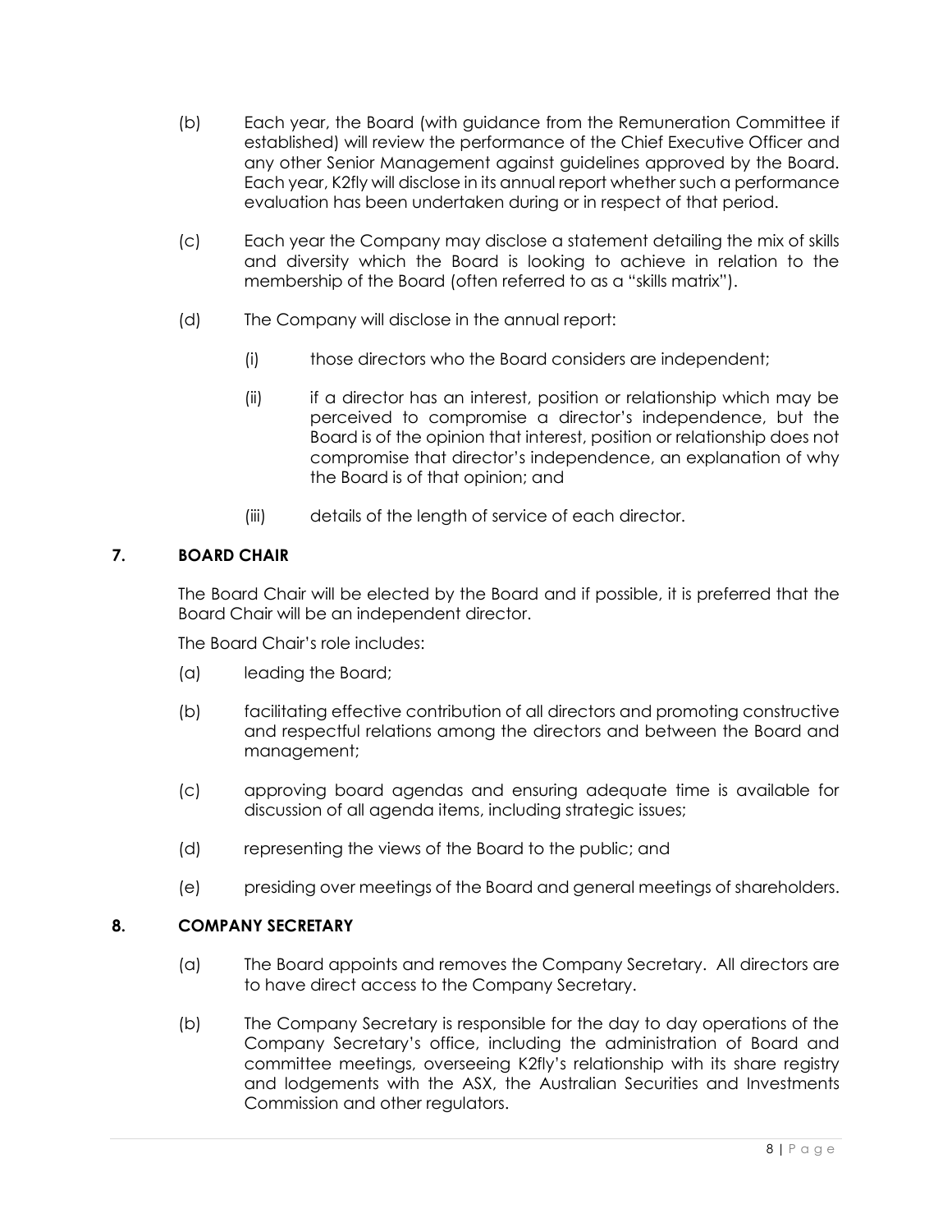(b) Each year, the Board (with guidance from the Remuneration Committee if established) will review the performance of the Chief Executive Officer and any other Senior Management against guidelines approved by the Board. Each year, K2fly will disclose in its annual report whether such a performance evaluation has been undertaken during or in respect of that period.

(c) Each year the Company may disclose a statement detailing the mix of skills and diversity which the Board is looking to achieve in relation to the membership of the Board (often referred to as a "skills matrix").

(d) The Company will disclose in the annual report:

   (i) those directors who the Board considers are independent;

   (ii) if a director has an interest, position or relationship which may be perceived to compromise a director's independence, but the Board is of the opinion that interest, position or relationship does not compromise that director's independence, an explanation of why the Board is of that opinion; and

   (iii) details of the length of service of each director.

## 7. BOARD CHAIR

The Board Chair will be elected by the Board and if possible, it is preferred that the Board Chair will be an independent director.

The Board Chair's role includes:

(a) leading the Board;

(b) facilitating effective contribution of all directors and promoting constructive and respectful relations among the directors and between the Board and management;

(c) approving board agendas and ensuring adequate time is available for discussion of all agenda items, including strategic issues;

(d) representing the views of the Board to the public; and

(e) presiding over meetings of the Board and general meetings of shareholders.

## 8. COMPANY SECRETARY

(a) The Board appoints and removes the Company Secretary. All directors are to have direct access to the Company Secretary.

(b) The Company Secretary is responsible for the day to day operations of the Company Secretary's office, including the administration of Board and committee meetings, overseeing K2fly's relationship with its share registry and lodgements with the ASX, the Australian Securities and Investments Commission and other regulators.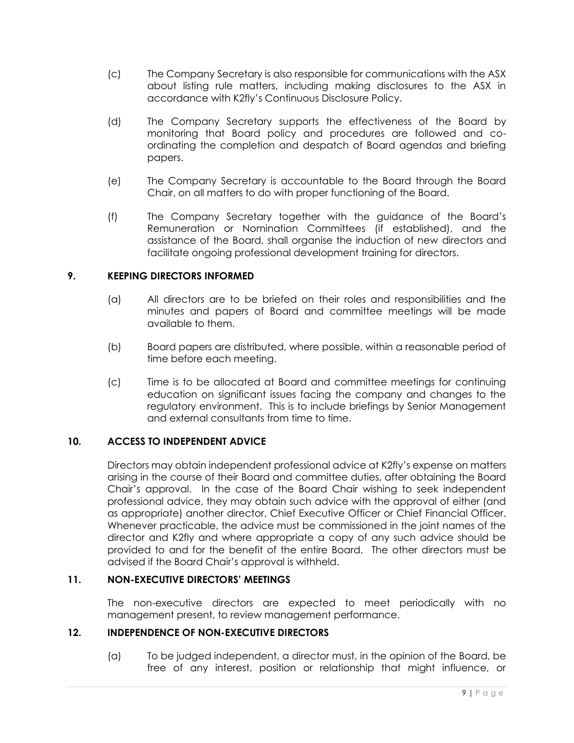(c) The Company Secretary is also responsible for communications with the ASX about listing rule matters, including making disclosures to the ASX in accordance with K2fly's Continuous Disclosure Policy.

(d) The Company Secretary supports the effectiveness of the Board by monitoring that Board policy and procedures are followed and co-ordinating the completion and despatch of Board agendas and briefing papers.

(e) The Company Secretary is accountable to the Board through the Board Chair, on all matters to do with proper functioning of the Board.

(f) The Company Secretary together with the guidance of the Board's Remuneration or Nomination Committees (if established), and the assistance of the Board, shall organise the induction of new directors and facilitate ongoing professional development training for directors.

## 9. KEEPING DIRECTORS INFORMED

(a) All directors are to be briefed on their roles and responsibilities and the minutes and papers of Board and committee meetings will be made available to them.

(b) Board papers are distributed, where possible, within a reasonable period of time before each meeting.

(c) Time is to be allocated at Board and committee meetings for continuing education on significant issues facing the company and changes to the regulatory environment. This is to include briefings by Senior Management and external consultants from time to time.

## 10. ACCESS TO INDEPENDENT ADVICE

Directors may obtain independent professional advice at K2fly's expense on matters arising in the course of their Board and committee duties, after obtaining the Board Chair's approval. In the case of the Board Chair wishing to seek independent professional advice, they may obtain such advice with the approval of either (and as appropriate) another director, Chief Executive Officer or Chief Financial Officer. Whenever practicable, the advice must be commissioned in the joint names of the director and K2fly and where appropriate a copy of any such advice should be provided to and for the benefit of the entire Board. The other directors must be advised if the Board Chair's approval is withheld.

## 11. NON-EXECUTIVE DIRECTORS' MEETINGS

The non-executive directors are expected to meet periodically with no management present, to review management performance.

## 12. INDEPENDENCE OF NON-EXECUTIVE DIRECTORS

(a) To be judged independent, a director must, in the opinion of the Board, be free of any interest, position or relationship that might influence, or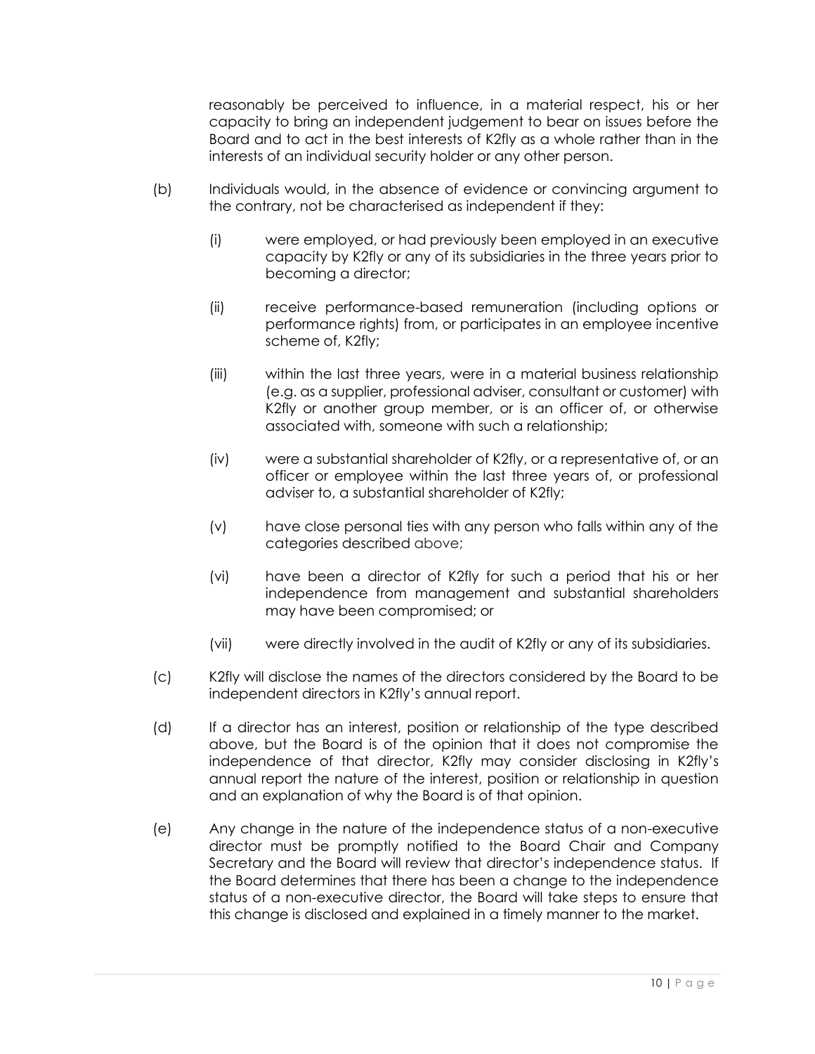reasonably be perceived to influence, in a material respect, his or her capacity to bring an independent judgement to bear on issues before the Board and to act in the best interests of K2fly as a whole rather than in the interests of an individual security holder or any other person.

(b) Individuals would, in the absence of evidence or convincing argument to the contrary, not be characterised as independent if they:

(i) were employed, or had previously been employed in an executive capacity by K2fly or any of its subsidiaries in the three years prior to becoming a director;

(ii) receive performance-based remuneration (including options or performance rights) from, or participates in an employee incentive scheme of, K2fly;

(iii) within the last three years, were in a material business relationship (e.g. as a supplier, professional adviser, consultant or customer) with K2fly or another group member, or is an officer of, or otherwise associated with, someone with such a relationship;

(iv) were a substantial shareholder of K2fly, or a representative of, or an officer or employee within the last three years of, or professional adviser to, a substantial shareholder of K2fly;

(v) have close personal ties with any person who falls within any of the categories described above;

(vi) have been a director of K2fly for such a period that his or her independence from management and substantial shareholders may have been compromised; or

(vii) were directly involved in the audit of K2fly or any of its subsidiaries.

(c) K2fly will disclose the names of the directors considered by the Board to be independent directors in K2fly's annual report.

(d) If a director has an interest, position or relationship of the type described above, but the Board is of the opinion that it does not compromise the independence of that director, K2fly may consider disclosing in K2fly's annual report the nature of the interest, position or relationship in question and an explanation of why the Board is of that opinion.

(e) Any change in the nature of the independence status of a non-executive director must be promptly notified to the Board Chair and Company Secretary and the Board will review that director's independence status. If the Board determines that there has been a change to the independence status of a non-executive director, the Board will take steps to ensure that this change is disclosed and explained in a timely manner to the market.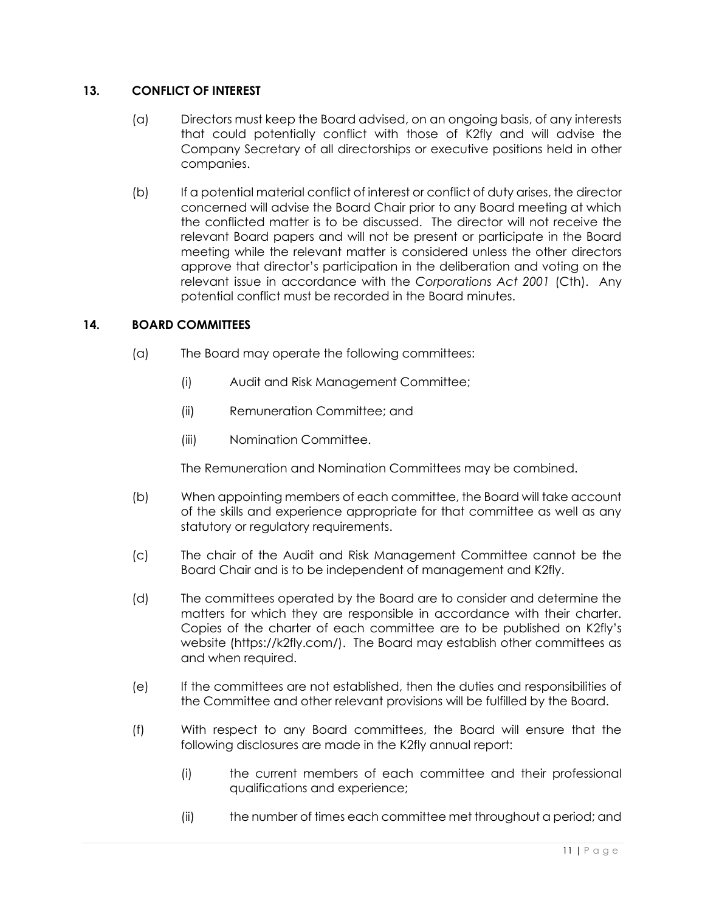## 13. CONFLICT OF INTEREST

(a) Directors must keep the Board advised, on an ongoing basis, of any interests that could potentially conflict with those of K2fly and will advise the Company Secretary of all directorships or executive positions held in other companies.

(b) If a potential material conflict of interest or conflict of duty arises, the director concerned will advise the Board Chair prior to any Board meeting at which the conflicted matter is to be discussed. The director will not receive the relevant Board papers and will not be present or participate in the Board meeting while the relevant matter is considered unless the other directors approve that director's participation in the deliberation and voting on the relevant issue in accordance with the *Corporations Act 2001* (Cth). Any potential conflict must be recorded in the Board minutes.

## 14. BOARD COMMITTEES

(a) The Board may operate the following committees:

(i) Audit and Risk Management Committee;

(ii) Remuneration Committee; and

(iii) Nomination Committee.

The Remuneration and Nomination Committees may be combined.

(b) When appointing members of each committee, the Board will take account of the skills and experience appropriate for that committee as well as any statutory or regulatory requirements.

(c) The chair of the Audit and Risk Management Committee cannot be the Board Chair and is to be independent of management and K2fly.

(d) The committees operated by the Board are to consider and determine the matters for which they are responsible in accordance with their charter. Copies of the charter of each committee are to be published on K2fly's website (https://k2fly.com/). The Board may establish other committees as and when required.

(e) If the committees are not established, then the duties and responsibilities of the Committee and other relevant provisions will be fulfilled by the Board.

(f) With respect to any Board committees, the Board will ensure that the following disclosures are made in the K2fly annual report:

(i) the current members of each committee and their professional qualifications and experience;

(ii) the number of times each committee met throughout a period; and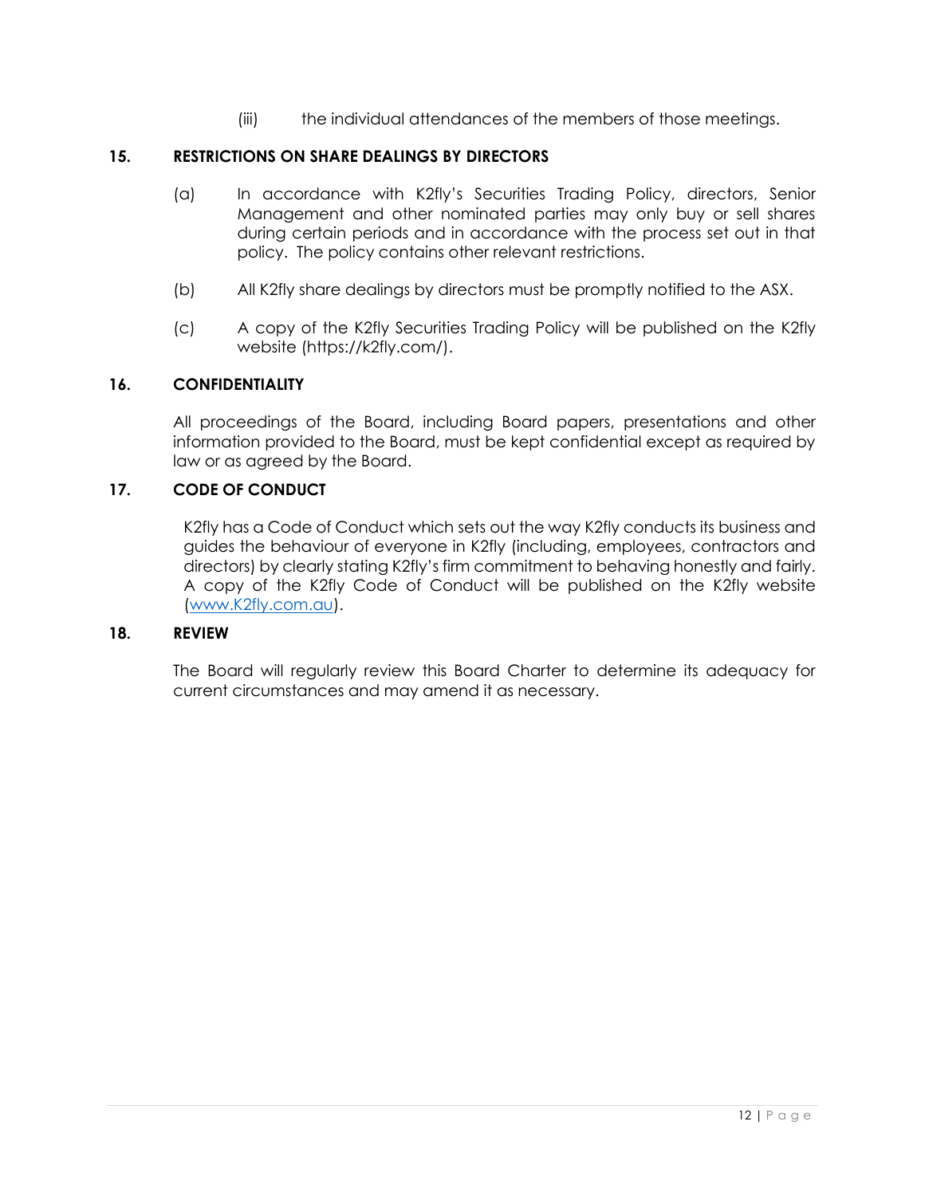(iii) the individual attendances of the members of those meetings.

## 15. RESTRICTIONS ON SHARE DEALINGS BY DIRECTORS

(a) In accordance with K2fly's Securities Trading Policy, directors, Senior Management and other nominated parties may only buy or sell shares during certain periods and in accordance with the process set out in that policy. The policy contains other relevant restrictions.

(b) All K2fly share dealings by directors must be promptly notified to the ASX.

(c) A copy of the K2fly Securities Trading Policy will be published on the K2fly website (https://k2fly.com/).

## 16. CONFIDENTIALITY

All proceedings of the Board, including Board papers, presentations and other information provided to the Board, must be kept confidential except as required by law or as agreed by the Board.

## 17. CODE OF CONDUCT

K2fly has a Code of Conduct which sets out the way K2fly conducts its business and guides the behaviour of everyone in K2fly (including, employees, contractors and directors) by clearly stating K2fly's firm commitment to behaving honestly and fairly. A copy of the K2fly Code of Conduct will be published on the K2fly website ([www.K2fly.com.au](http://www.K2fly.com.au)).

## 18. REVIEW

The Board will regularly review this Board Charter to determine its adequacy for current circumstances and may amend it as necessary.